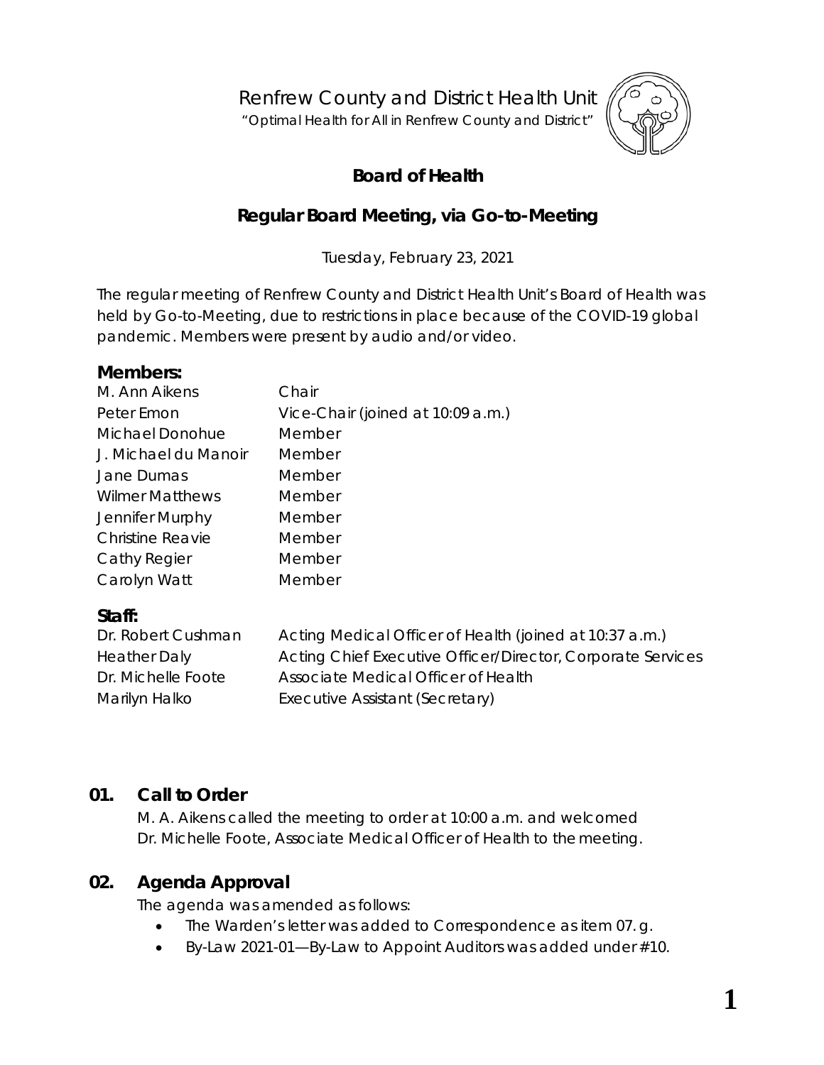Renfrew County and District Health Unit

"Optimal Health for All in Renfrew County and District"

# Board of Health

## Regular Board Meeting, via Go-to-Meeting

Tuesday, February 23, 2021

The regular meeting of Renfrew County and District Health Unit's Board of Health was held by Go-to-Meeting, due to restrictions in place because of the COVID-19 global pandemic. Members were present by audio and/or video.

### Members:

| | |
|---|---|
| M. Ann Aikens | Chair |
| Peter Emon | Vice-Chair (joined at 10:09 a.m.) |
| Michael Donohue | Member |
| J. Michael du Manoir | Member |
| Jane Dumas | Member |
| Wilmer Matthews | Member |
| Jennifer Murphy | Member |
| Christine Reavie | Member |
| Cathy Regier | Member |
| Carolyn Watt | Member |

### Staff:

| | |
|---|---|
| Dr. Robert Cushman | Acting Medical Officer of Health (joined at 10:37 a.m.) |
| Heather Daly | Acting Chief Executive Officer/Director, Corporate Services |
| Dr. Michelle Foote | Associate Medical Officer of Health |
| Marilyn Halko | Executive Assistant (Secretary) |

## 01. Call to Order

M. A. Aikens called the meeting to order at 10:00 a.m. and welcomed Dr. Michelle Foote, Associate Medical Officer of Health to the meeting.

## 02. Agenda Approval

The agenda was amended as follows:

- The Warden's letter was added to Correspondence as item 07. g.
- By-Law 2021-01—By-Law to Appoint Auditors was added under #10.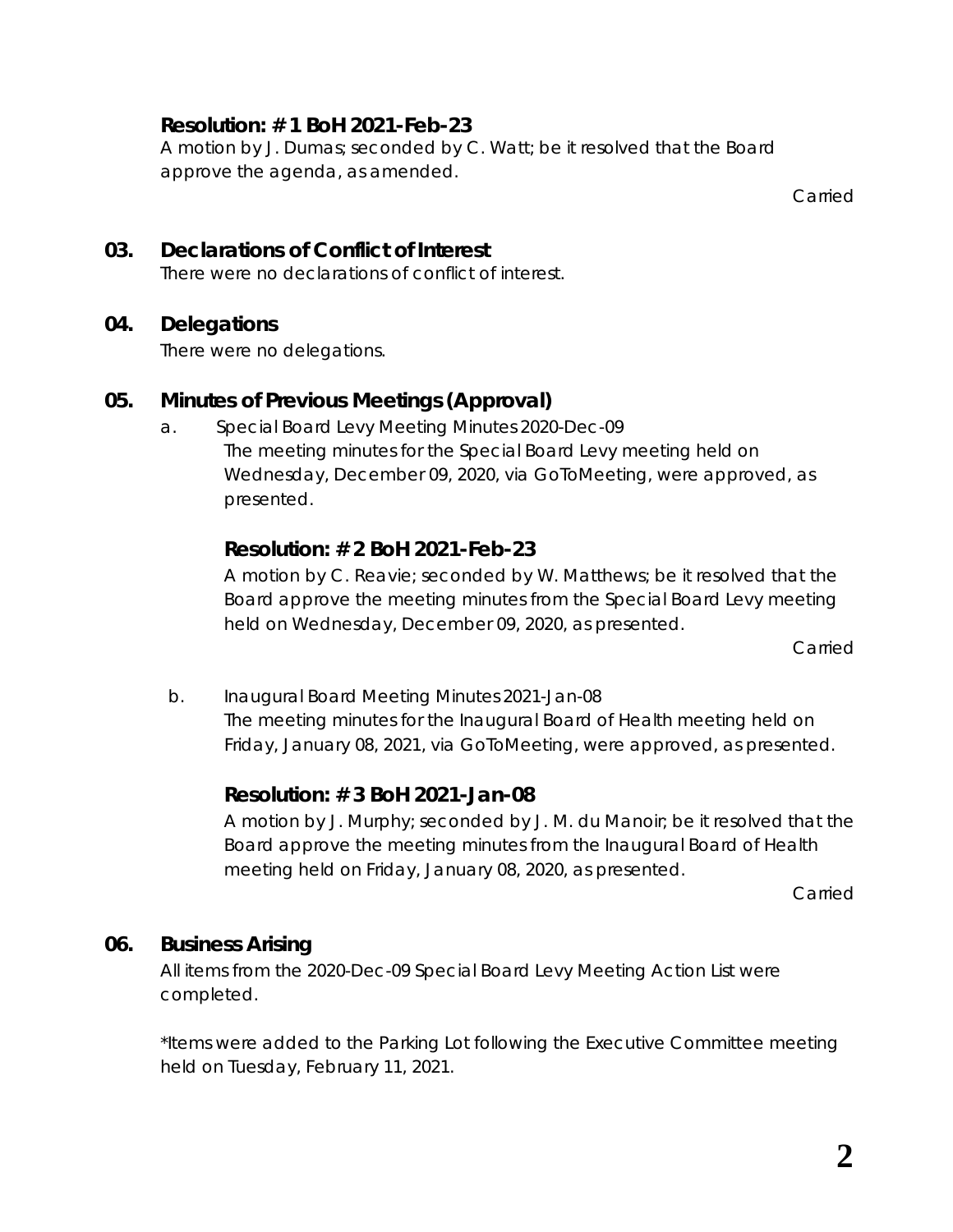**Resolution: # 1 BoH 2021-Feb-23**

A motion by J. Dumas; seconded by C. Watt; be it resolved that the Board approve the agenda, as amended.

Carried

## 03. Declarations of Conflict of Interest

There were no declarations of conflict of interest.

## 04. Delegations

There were no delegations.

## 05. Minutes of Previous Meetings (Approval)

a. Special Board Levy Meeting Minutes 2020-Dec-09

The meeting minutes for the Special Board Levy meeting held on Wednesday, December 09, 2020, via GoToMeeting, were approved, as presented.

**Resolution: # 2 BoH 2021-Feb-23**

A motion by C. Reavie; seconded by W. Matthews; be it resolved that the Board approve the meeting minutes from the Special Board Levy meeting held on Wednesday, December 09, 2020, as presented.

Carried

b. Inaugural Board Meeting Minutes 2021-Jan-08

The meeting minutes for the Inaugural Board of Health meeting held on Friday, January 08, 2021, via GoToMeeting, were approved, as presented.

**Resolution: # 3 BoH 2021-Jan-08**

A motion by J. Murphy; seconded by J. M. du Manoir; be it resolved that the Board approve the meeting minutes from the Inaugural Board of Health meeting held on Friday, January 08, 2020, as presented.

Carried

## 06. Business Arising

All items from the 2020-Dec-09 Special Board Levy Meeting Action List were completed.

*Items were added to the Parking Lot following the Executive Committee meeting held on Tuesday, February 11, 2021.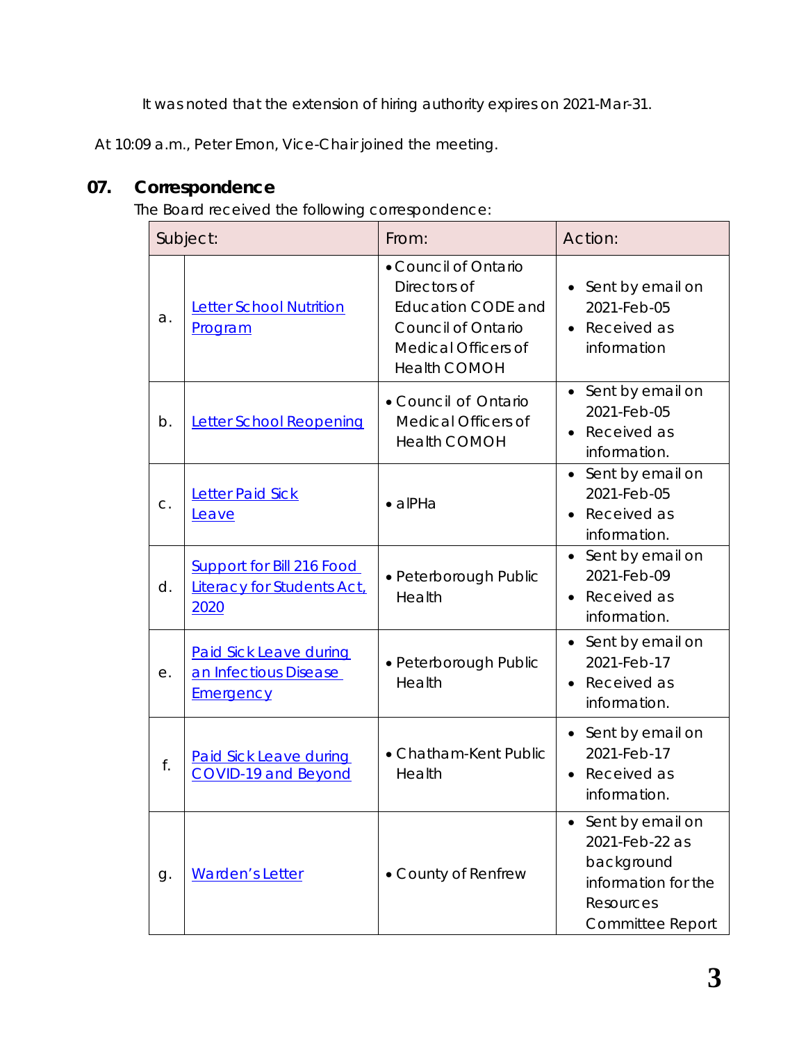It was noted that the extension of hiring authority expires on 2021-Mar-31.

At 10:09 a.m., Peter Emon, Vice-Chair joined the meeting.

## 07. Correspondence

The Board received the following correspondence:

| Subject: | | From: | Action: |
|---|---|---|---|
| a. | Letter School Nutrition Program | • Council of Ontario Directors of Education CODE and Council of Ontario Medical Officers of Health COMOH | • Sent by email on 2021-Feb-05<br>• Received as information |
| b. | Letter School Reopening | • Council of Ontario Medical Officers of Health COMOH | • Sent by email on 2021-Feb-05<br>• Received as information. |
| c. | Letter Paid Sick Leave | • alPHa | • Sent by email on 2021-Feb-05<br>• Received as information. |
| d. | Support for Bill 216 Food Literacy for Students Act, 2020 | • Peterborough Public Health | • Sent by email on 2021-Feb-09<br>• Received as information. |
| e. | Paid Sick Leave during an Infectious Disease Emergency | • Peterborough Public Health | • Sent by email on 2021-Feb-17<br>• Received as information. |
| f. | Paid Sick Leave during COVID-19 and Beyond | • Chatham-Kent Public Health | • Sent by email on 2021-Feb-17<br>• Received as information. |
| g. | Warden's Letter | • County of Renfrew | • Sent by email on 2021-Feb-22 as background information for the Resources Committee Report |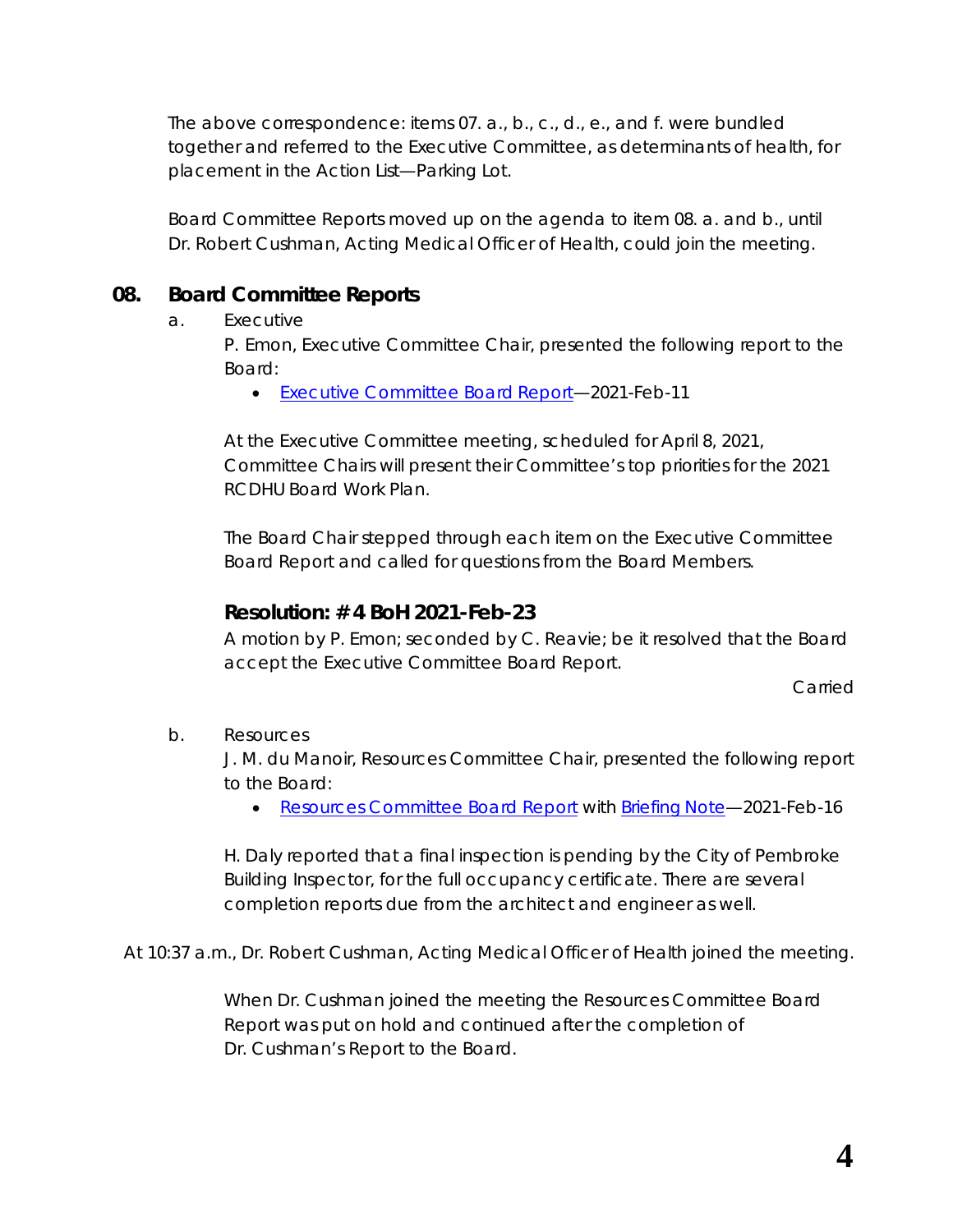The above correspondence: items 07. a., b., c., d., e., and f. were bundled together and referred to the Executive Committee, as determinants of health, for placement in the Action List—Parking Lot.

Board Committee Reports moved up on the agenda to item 08. a. and b., until Dr. Robert Cushman, Acting Medical Officer of Health, could join the meeting.

## 08. Board Committee Reports

a. Executive

P. Emon, Executive Committee Chair, presented the following report to the Board:

- Executive Committee Board Report—2021-Feb-11

At the Executive Committee meeting, scheduled for April 8, 2021, Committee Chairs will present their Committee's top priorities for the 2021 RCDHU Board Work Plan.

The Board Chair stepped through each item on the Executive Committee Board Report and called for questions from the Board Members.

### Resolution: # 4 BoH 2021-Feb-23

A motion by P. Emon; seconded by C. Reavie; be it resolved that the Board accept the Executive Committee Board Report.

Carried

b. Resources

J. M. du Manoir, Resources Committee Chair, presented the following report to the Board:

- Resources Committee Board Report with Briefing Note—2021-Feb-16

H. Daly reported that a final inspection is pending by the City of Pembroke Building Inspector, for the full occupancy certificate. There are several completion reports due from the architect and engineer as well.

At 10:37 a.m., Dr. Robert Cushman, Acting Medical Officer of Health joined the meeting.

When Dr. Cushman joined the meeting the Resources Committee Board Report was put on hold and continued after the completion of Dr. Cushman's Report to the Board.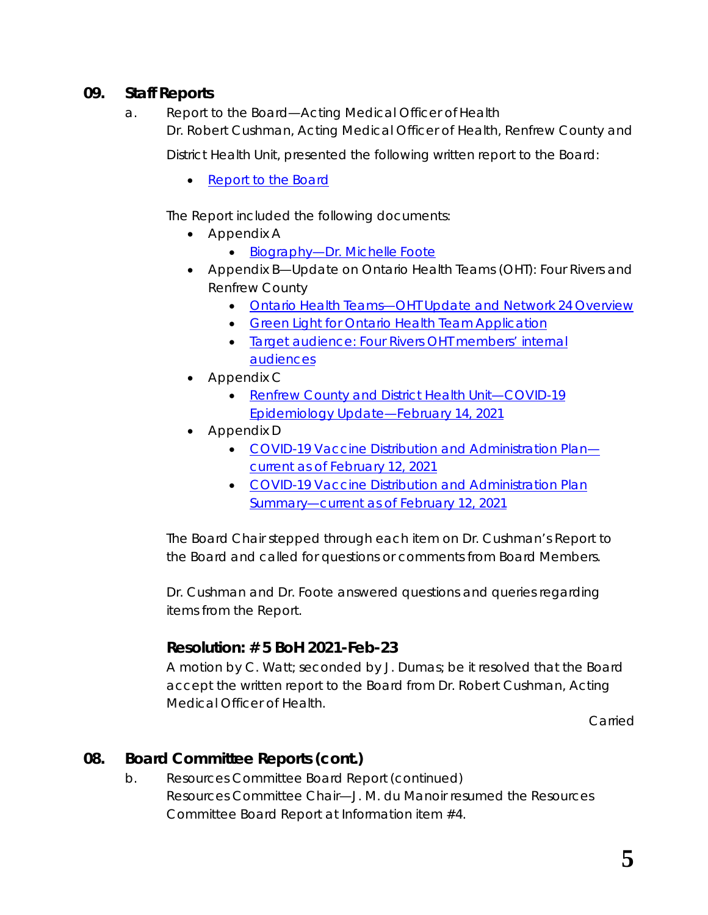## 09. Staff Reports

a. Report to the Board—Acting Medical Officer of Health

Dr. Robert Cushman, Acting Medical Officer of Health, Renfrew County and District Health Unit, presented the following written report to the Board:

- Report to the Board

The Report included the following documents:

- Appendix A
    - Biography—Dr. Michelle Foote
- Appendix B—Update on Ontario Health Teams (OHT): Four Rivers and Renfrew County
    - Ontario Health Teams—OHT Update and Network 24 Overview
    - Green Light for Ontario Health Team Application
    - Target audience: Four Rivers OHT members' internal audiences
- Appendix C
    - Renfrew County and District Health Unit—COVID-19 Epidemiology Update—February 14, 2021
- Appendix D
    - COVID-19 Vaccine Distribution and Administration Plan—current as of February 12, 2021
    - COVID-19 Vaccine Distribution and Administration Plan Summary—current as of February 12, 2021

The Board Chair stepped through each item on Dr. Cushman's Report to the Board and called for questions or comments from Board Members.

Dr. Cushman and Dr. Foote answered questions and queries regarding items from the Report.

### Resolution: # 5 BoH 2021-Feb-23

A motion by C. Watt; seconded by J. Dumas; be it resolved that the Board accept the written report to the Board from Dr. Robert Cushman, Acting Medical Officer of Health.

Carried

## 08. Board Committee Reports (cont.)

b. Resources Committee Board Report (continued)

Resources Committee Chair—J. M. du Manoir resumed the Resources Committee Board Report at Information item #4.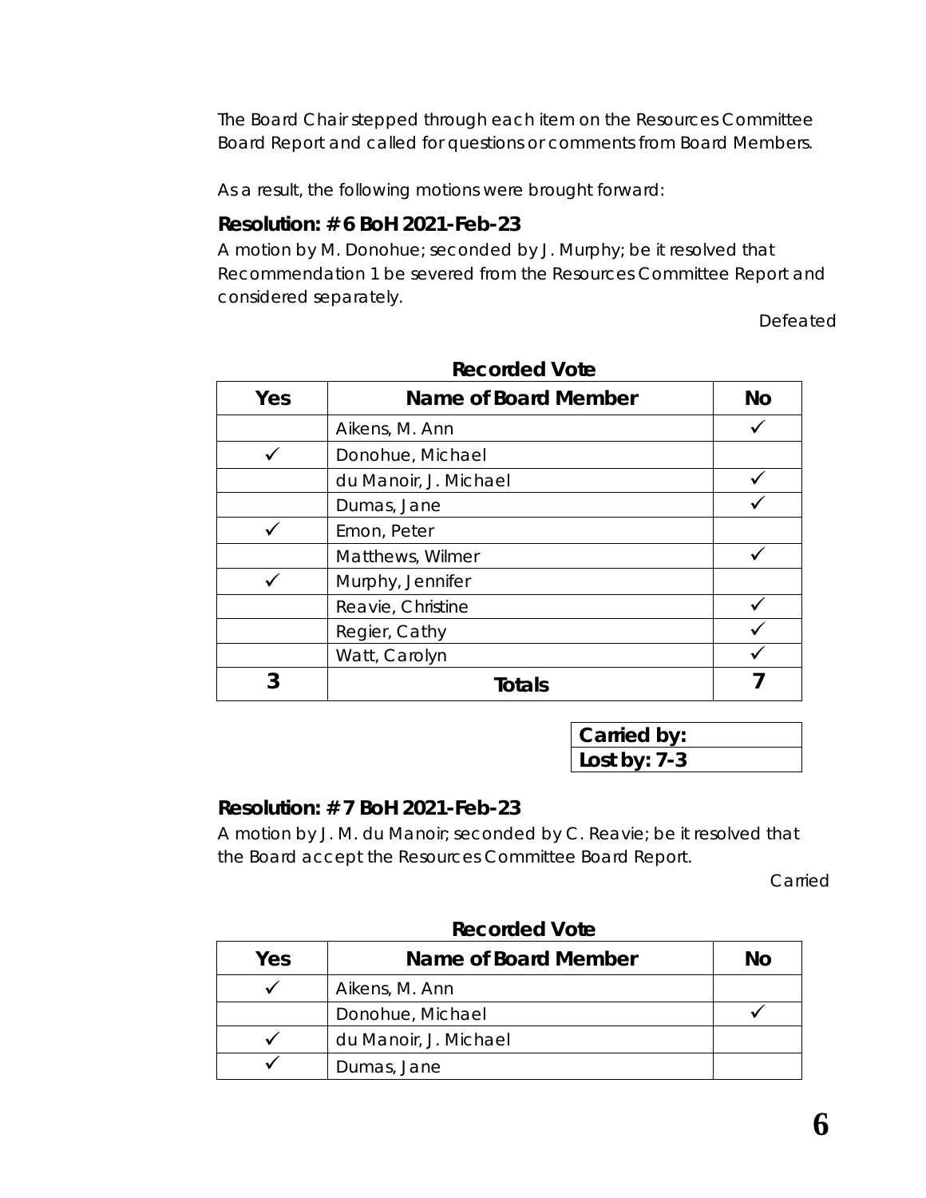The Board Chair stepped through each item on the Resources Committee Board Report and called for questions or comments from Board Members.

As a result, the following motions were brought forward:

### Resolution: # 6 BoH 2021-Feb-23

A motion by M. Donohue; seconded by J. Murphy; be it resolved that Recommendation 1 be severed from the Resources Committee Report and considered separately.

Defeated

**Recorded Vote**

| Yes | Name of Board Member | No |
|---|---|---|
| | Aikens, M. Ann | ✓ |
| ✓ | Donohue, Michael | |
| | du Manoir, J. Michael | ✓ |
| | Dumas, Jane | ✓ |
| ✓ | Emon, Peter | |
| | Matthews, Wilmer | ✓ |
| ✓ | Murphy, Jennifer | |
| | Reavie, Christine | ✓ |
| | Regier, Cathy | ✓ |
| | Watt, Carolyn | ✓ |
| **3** | **Totals** | **7** |

| **Carried by:** |
|---|
| **Lost by: 7-3** |

### Resolution: # 7 BoH 2021-Feb-23

A motion by J. M. du Manoir; seconded by C. Reavie; be it resolved that the Board accept the Resources Committee Board Report.

Carried

**Recorded Vote**

| Yes | Name of Board Member | No |
|---|---|---|
| ✓ | Aikens, M. Ann | |
| | Donohue, Michael | ✓ |
| ✓ | du Manoir, J. Michael | |
| ✓ | Dumas, Jane | |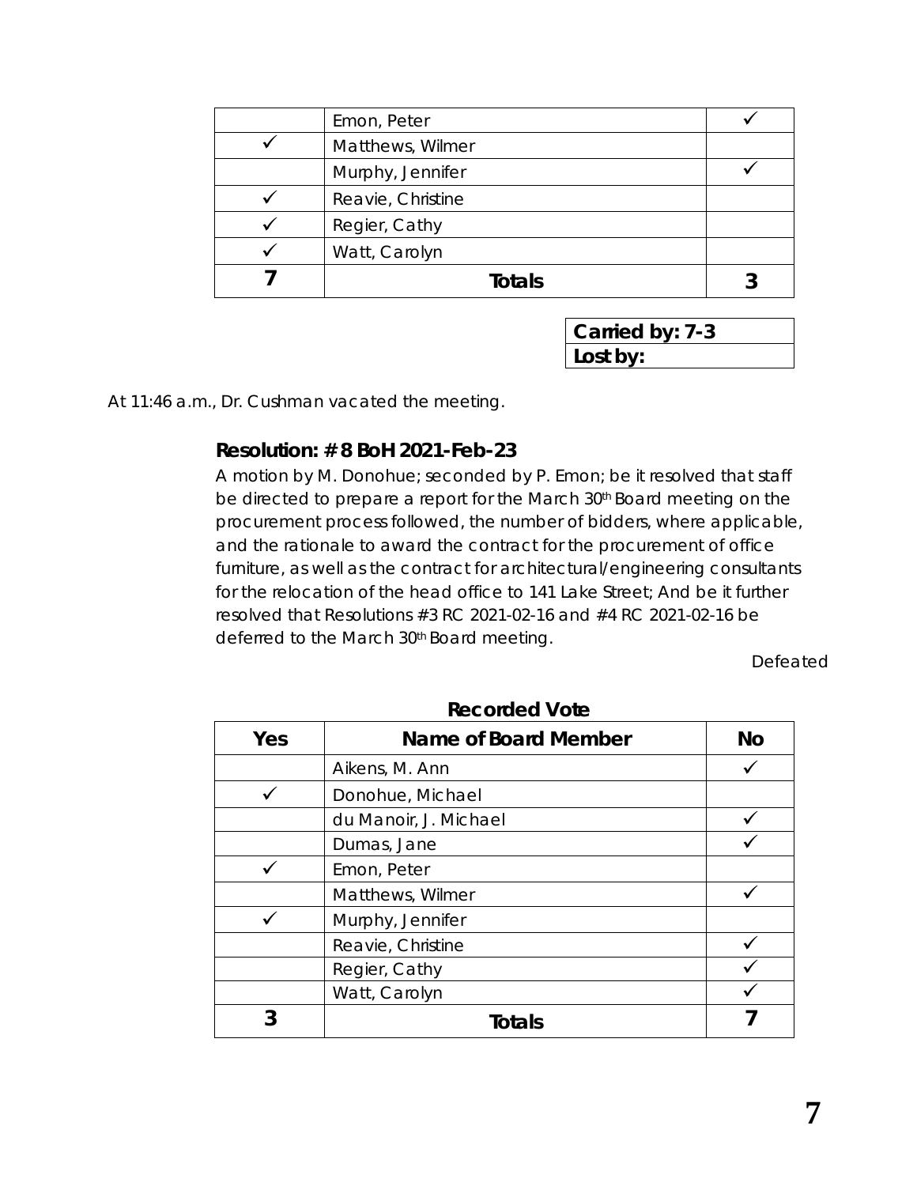| | Emon, Peter | ✓ |
|---|---|---|
| ✓ | Matthews, Wilmer | |
| | Murphy, Jennifer | ✓ |
| ✓ | Reavie, Christine | |
| ✓ | Regier, Cathy | |
| ✓ | Watt, Carolyn | |
| **7** | **Totals** | **3** |

| **Carried by: 7-3** |
|---|
| **Lost by:** |

At 11:46 a.m., Dr. Cushman vacated the meeting.

**Resolution: # 8 BoH 2021-Feb-23**

A motion by M. Donohue; seconded by P. Emon; be it resolved that staff be directed to prepare a report for the March 30th Board meeting on the procurement process followed, the number of bidders, where applicable, and the rationale to award the contract for the procurement of office furniture, as well as the contract for architectural/engineering consultants for the relocation of the head office to 141 Lake Street; And be it further resolved that Resolutions #3 RC 2021-02-16 and #4 RC 2021-02-16 be deferred to the March 30th Board meeting.

Defeated

**Recorded Vote**

| Yes | Name of Board Member | No |
|---|---|---|
| | Aikens, M. Ann | ✓ |
| ✓ | Donohue, Michael | |
| | du Manoir, J. Michael | ✓ |
| | Dumas, Jane | ✓ |
| ✓ | Emon, Peter | |
| | Matthews, Wilmer | ✓ |
| ✓ | Murphy, Jennifer | |
| | Reavie, Christine | ✓ |
| | Regier, Cathy | ✓ |
| | Watt, Carolyn | ✓ |
| **3** | **Totals** | **7** |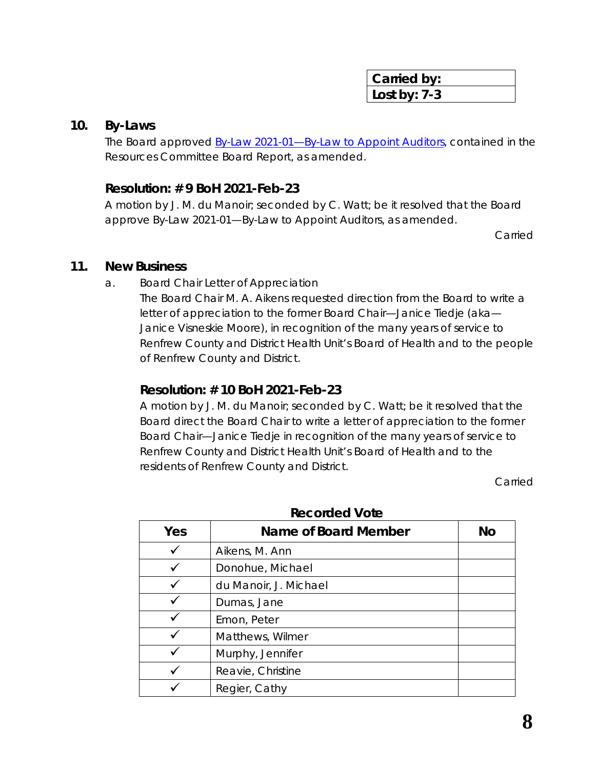| Carried by: |
| --- |
| Lost by: 7-3 |

## 10. By-Laws

The Board approved By-Law 2021-01—By-Law to Appoint Auditors, contained in the Resources Committee Board Report, as amended.

### Resolution: # 9 BoH 2021-Feb-23

A motion by J. M. du Manoir; seconded by C. Watt; be it resolved that the Board approve By-Law 2021-01—By-Law to Appoint Auditors, as amended.

Carried

## 11. New Business

a. Board Chair Letter of Appreciation

The Board Chair M. A. Aikens requested direction from the Board to write a letter of appreciation to the former Board Chair—Janice Tiedje (aka—Janice Visneskie Moore), in recognition of the many years of service to Renfrew County and District Health Unit's Board of Health and to the people of Renfrew County and District.

### Resolution: # 10 BoH 2021-Feb-23

A motion by J. M. du Manoir; seconded by C. Watt; be it resolved that the Board direct the Board Chair to write a letter of appreciation to the former Board Chair—Janice Tiedje in recognition of the many years of service to Renfrew County and District Health Unit's Board of Health and to the residents of Renfrew County and District.

Carried

**Recorded Vote**

| Yes | Name of Board Member | No |
| --- | --- | --- |
| ✓ | Aikens, M. Ann | |
| ✓ | Donohue, Michael | |
| ✓ | du Manoir, J. Michael | |
| ✓ | Dumas, Jane | |
| ✓ | Emon, Peter | |
| ✓ | Matthews, Wilmer | |
| ✓ | Murphy, Jennifer | |
| ✓ | Reavie, Christine | |
| ✓ | Regier, Cathy | |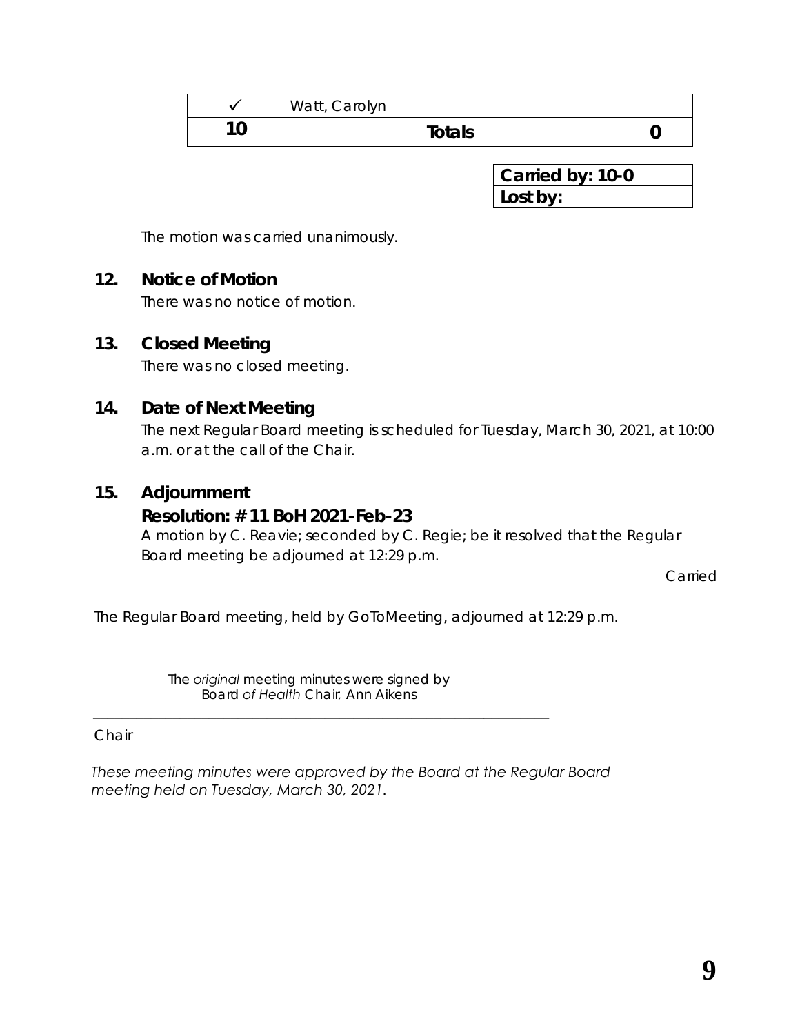| | | |
|---|---|---|
| ✓ | Watt, Carolyn | |
| **10** | **Totals** | **0** |

| |
|---|
| **Carried by: 10-0** |
| **Lost by:** |

The motion was carried unanimously.

## 12. Notice of Motion

There was no notice of motion.

## 13. Closed Meeting

There was no closed meeting.

## 14. Date of Next Meeting

The next Regular Board meeting is scheduled for Tuesday, March 30, 2021, at 10:00 a.m. or at the call of the Chair.

## 15. Adjournment

**Resolution: # 11 BoH 2021-Feb-23**

A motion by C. Reavie; seconded by C. Regie; be it resolved that the Regular Board meeting be adjourned at 12:29 p.m.

Carried

The Regular Board meeting, held by GoToMeeting, adjourned at 12:29 p.m.

The *original* meeting minutes were signed by Board *of Health* Chair, Ann Aikens

\_\_\_\_\_\_\_\_\_\_\_\_\_\_\_\_\_\_\_\_\_\_\_\_\_\_\_\_\_\_\_\_\_\_\_\_\_\_\_\_\_\_\_\_\_\_\_\_\_\_

Chair

*These meeting minutes were approved by the Board at the Regular Board meeting held on Tuesday, March 30, 2021.*